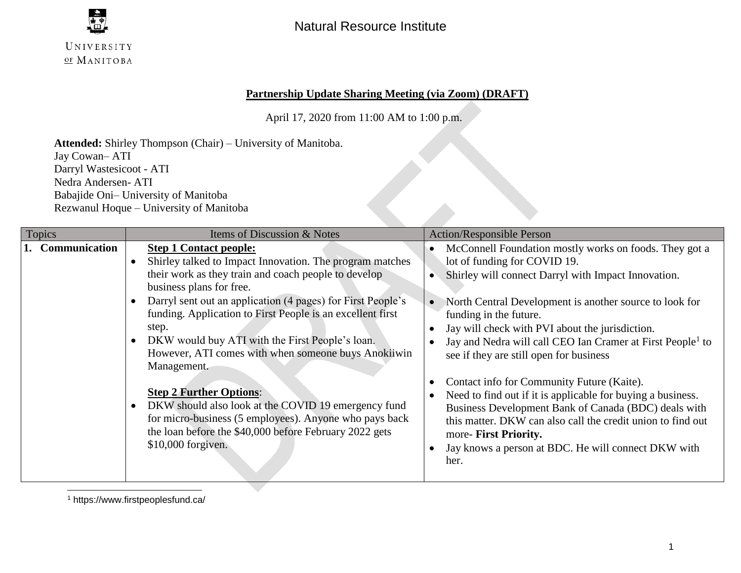Natural Resource Institute

**Partnership Update Sharing Meeting (via Zoom) (DRAFT)**

April 17, 2020 from 11:00 AM to 1:00 p.m.

**Attended:** Shirley Thompson (Chair) – University of Manitoba.
Jay Cowan– ATI
Darryl Wastesicoot - ATI
Nedra Andersen- ATI
Babajide Oni– University of Manitoba
Rezwanul Hoque – University of Manitoba

| Topics | Items of Discussion & Notes | Action/Responsible Person |
|---|---|---|
| **1. Communication** | **Step 1 Contact people:**<br>• Shirley talked to Impact Innovation. The program matches their work as they train and coach people to develop business plans for free.<br>• Darryl sent out an application (4 pages) for First People's funding. Application to First People is an excellent first step.<br>• DKW would buy ATI with the First People's loan. However, ATI comes with when someone buys Anokiiwin Management.<br><br>**Step 2 Further Options**:<br>• DKW should also look at the COVID 19 emergency fund for micro-business (5 employees). Anyone who pays back the loan before the $40,000 before February 2022 gets $10,000 forgiven. | • McConnell Foundation mostly works on foods. They got a lot of funding for COVID 19.<br>• Shirley will connect Darryl with Impact Innovation.<br><br>• North Central Development is another source to look for funding in the future.<br>• Jay will check with PVI about the jurisdiction.<br>• Jay and Nedra will call CEO Ian Cramer at First People[1] to see if they are still open for business<br><br>• Contact info for Community Future (Kaite).<br>• Need to find out if it is applicable for buying a business. Business Development Bank of Canada (BDC) deals with this matter. DKW can also call the credit union to find out more- **First Priority.**<br>• Jay knows a person at BDC. He will connect DKW with her. |

[1] https://www.firstpeoplesfund.ca/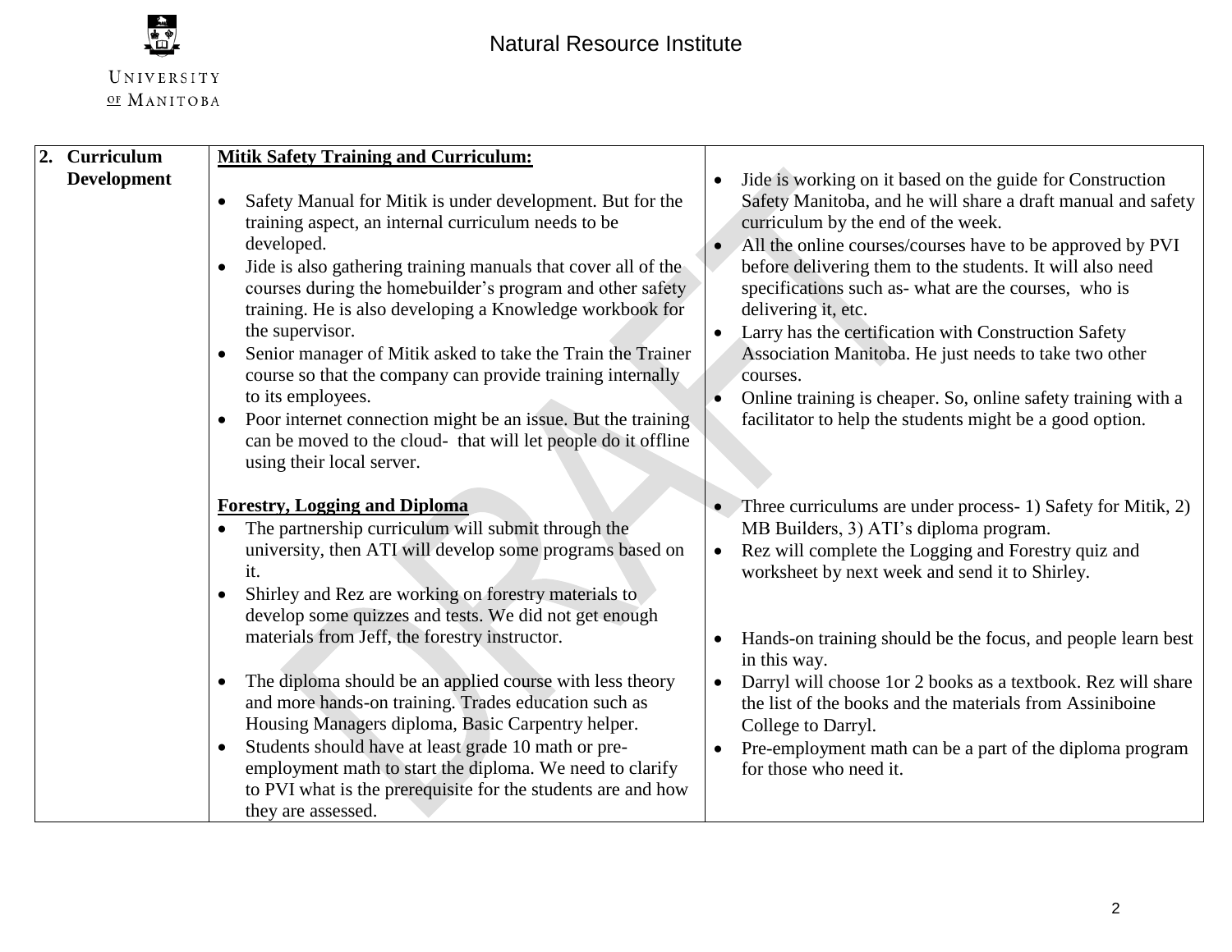| 2. Curriculum Development | **Mitik Safety Training and Curriculum:**<br><br>• Safety Manual for Mitik is under development. But for the training aspect, an internal curriculum needs to be developed.<br>• Jide is also gathering training manuals that cover all of the courses during the homebuilder's program and other safety training. He is also developing a Knowledge workbook for the supervisor.<br>• Senior manager of Mitik asked to take the Train the Trainer course so that the company can provide training internally to its employees.<br>• Poor internet connection might be an issue. But the training can be moved to the cloud- that will let people do it offline using their local server. | • Jide is working on it based on the guide for Construction Safety Manitoba, and he will share a draft manual and safety curriculum by the end of the week.<br>• All the online courses/courses have to be approved by PVI before delivering them to the students. It will also need specifications such as- what are the courses, who is delivering it, etc.<br>• Larry has the certification with Construction Safety Association Manitoba. He just needs to take two other courses.<br>• Online training is cheaper. So, online safety training with a facilitator to help the students might be a good option. |
|---|---|---|
| | **Forestry, Logging and Diploma**<br>• The partnership curriculum will submit through the university, then ATI will develop some programs based on it.<br>• Shirley and Rez are working on forestry materials to develop some quizzes and tests. We did not get enough materials from Jeff, the forestry instructor.<br><br>• The diploma should be an applied course with less theory and more hands-on training. Trades education such as Housing Managers diploma, Basic Carpentry helper.<br>• Students should have at least grade 10 math or pre-employment math to start the diploma. We need to clarify to PVI what is the prerequisite for the students are and how they are assessed. | • Three curriculums are under process- 1) Safety for Mitik, 2) MB Builders, 3) ATI's diploma program.<br>• Rez will complete the Logging and Forestry quiz and worksheet by next week and send it to Shirley.<br><br>• Hands-on training should be the focus, and people learn best in this way.<br>• Darryl will choose 1or 2 books as a textbook. Rez will share the list of the books and the materials from Assiniboine College to Darryl.<br>• Pre-employment math can be a part of the diploma program for those who need it. |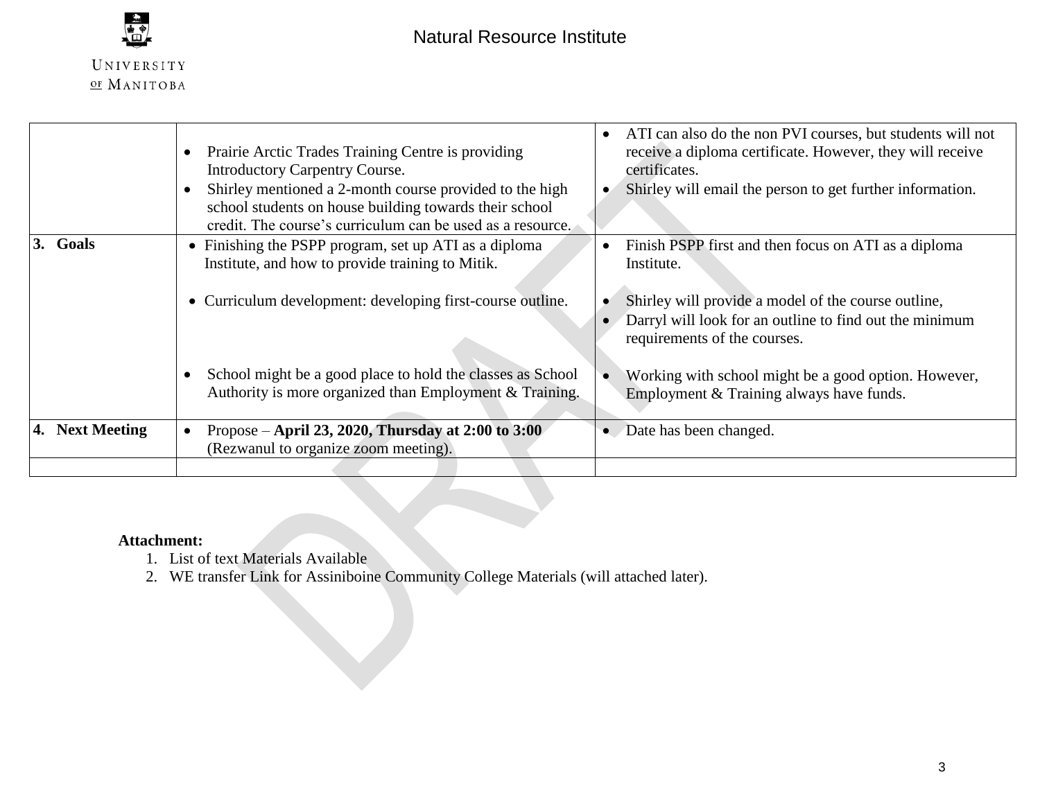| | | |
|---|---|---|
| | • Prairie Arctic Trades Training Centre is providing Introductory Carpentry Course.<br>• Shirley mentioned a 2-month course provided to the high school students on house building towards their school credit. The course's curriculum can be used as a resource. | • ATI can also do the non PVI courses, but students will not receive a diploma certificate. However, they will receive certificates.<br>• Shirley will email the person to get further information. |
| **3. Goals** | • Finishing the PSPP program, set up ATI as a diploma Institute, and how to provide training to Mitik.<br><br>• Curriculum development: developing first-course outline.<br><br>• School might be a good place to hold the classes as School Authority is more organized than Employment & Training. | • Finish PSPP first and then focus on ATI as a diploma Institute.<br><br>• Shirley will provide a model of the course outline,<br>• Darryl will look for an outline to find out the minimum requirements of the courses.<br><br>• Working with school might be a good option. However, Employment & Training always have funds. |
| **4. Next Meeting** | • Propose – **April 23, 2020, Thursday at 2:00 to 3:00** (Rezwanul to organize zoom meeting). | • Date has been changed. |
| | | |

**Attachment:**

1. List of text Materials Available
2. WE transfer Link for Assiniboine Community College Materials (will attached later).